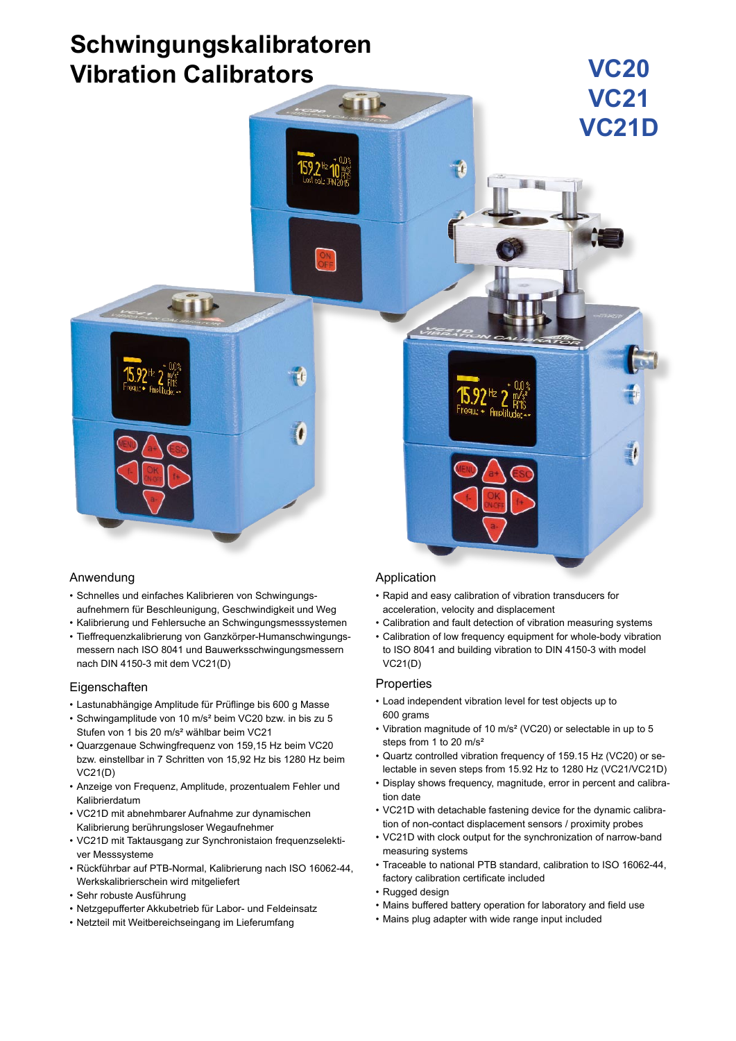# Schwingungskalibratoren
# Vibration Calibrators

**VC20**
**VC21**
**VC21D**

## Anwendung

- Schnelles und einfaches Kalibrieren von Schwingungs­aufnehmern für Beschleunigung, Geschwindigkeit und Weg
- Kalibrierung und Fehlersuche an Schwingungsmesssystemen
- Tieffrequenzkalibrierung von Ganzkörper-Humanschwingungs­messern nach ISO 8041 und Bauwerksschwingungsmessern nach DIN 4150-3 mit dem VC21(D)

## Eigenschaften

- Lastunabhängige Amplitude für Prüflinge bis 600 g Masse
- Schwingamplitude von 10 m/s² beim VC20 bzw. in bis zu 5 Stufen von 1 bis 20 m/s² wählbar beim VC21
- Quarzgenaue Schwingfrequenz von 159,15 Hz beim VC20 bzw. einstellbar in 7 Schritten von 15,92 Hz bis 1280 Hz beim VC21(D)
- Anzeige von Frequenz, Amplitude, prozentualem Fehler und Kalibrierdatum
- VC21D mit abnehmbarer Aufnahme zur dynamischen Kalibrierung berührungsloser Wegaufnehmer
- VC21D mit Taktausgang zur Synchronistaion frequenzselekti­ver Messsysteme
- Rückführbar auf PTB-Normal, Kalibrierung nach ISO 16062-44, Werkskalibrierschein wird mitgeliefert
- Sehr robuste Ausführung
- Netzgepufferter Akkubetrieb für Labor- und Feldeinsatz
- Netzteil mit Weitbereichseingang im Lieferumfang

## Application

- Rapid and easy calibration of vibration transducers for acceleration, velocity and displacement
- Calibration and fault detection of vibration measuring systems
- Calibration of low frequency equipment for whole-body vibration to ISO 8041 and building vibration to DIN 4150-3 with model VC21(D)

## Properties

- Load independent vibration level for test objects up to 600 grams
- Vibration magnitude of 10 m/s² (VC20) or selectable in up to 5 steps from 1 to 20 m/s²
- Quartz controlled vibration frequency of 159.15 Hz (VC20) or se­lectable in seven steps from 15.92 Hz to 1280 Hz (VC21/VC21D)
- Display shows frequency, magnitude, error in percent and calibra­tion date
- VC21D with detachable fastening device for the dynamic calibra­tion of non-contact displacement sensors / proximity probes
- VC21D with clock output for the synchronization of narrow-band measuring systems
- Traceable to national PTB standard, calibration to ISO 16062-44, factory calibration certificate included
- Rugged design
- Mains buffered battery operation for laboratory and field use
- Mains plug adapter with wide range input included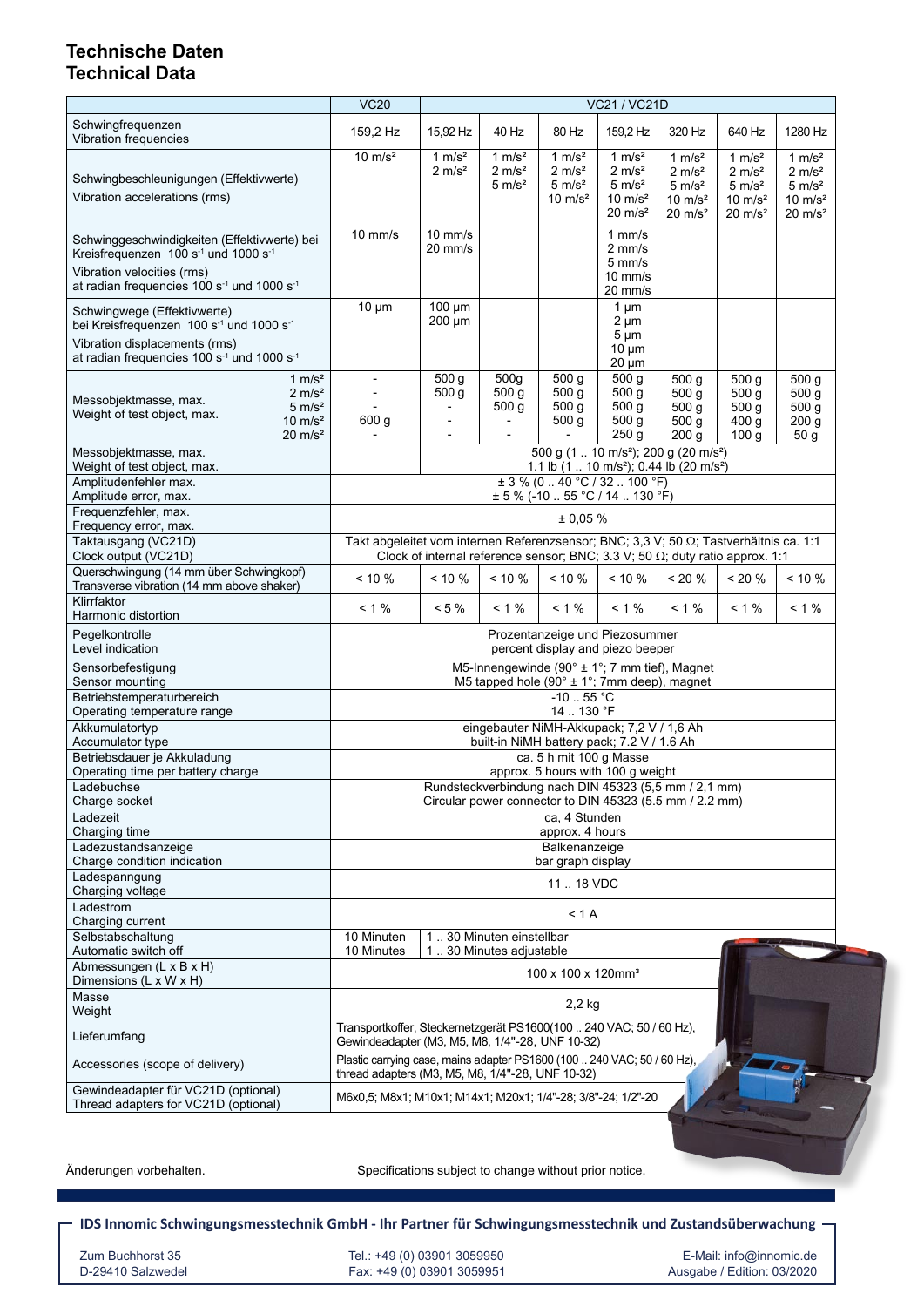# Technische Daten
# Technical Data

| | VC20 | VC21 / VC21D | | | | | | |
|---|---|---|---|---|---|---|---|---|
| Schwingfrequenzen<br>Vibration frequencies | 159,2 Hz | 15,92 Hz | 40 Hz | 80 Hz | 159,2 Hz | 320 Hz | 640 Hz | 1280 Hz |
| Schwingbeschleunigungen (Effektivwerte)<br>Vibration accelerations (rms) | 10 m/s² | 1 m/s²<br>2 m/s² | 1 m/s²<br>2 m/s²<br>5 m/s² | 1 m/s²<br>2 m/s²<br>5 m/s²<br>10 m/s² | 1 m/s²<br>2 m/s²<br>5 m/s²<br>10 m/s²<br>20 m/s² | 1 m/s²<br>2 m/s²<br>5 m/s²<br>10 m/s²<br>20 m/s² | 1 m/s²<br>2 m/s²<br>5 m/s²<br>10 m/s²<br>20 m/s² | 1 m/s²<br>2 m/s²<br>5 m/s²<br>10 m/s²<br>20 m/s² |
| Schwinggeschwindigkeiten (Effektivwerte) bei Kreisfrequenzen 100 s⁻¹ und 1000 s⁻¹<br>Vibration velocities (rms) at radian frequencies 100 s⁻¹ and 1000 s⁻¹ | 10 mm/s | 10 mm/s<br>20 mm/s | | | 1 mm/s<br>2 mm/s<br>5 mm/s<br>10 mm/s<br>20 mm/s | | | |
| Schwingwege (Effektivwerte) bei Kreisfrequenzen 100 s⁻¹ und 1000 s⁻¹<br>Vibration displacements (rms) at radian frequencies 100 s⁻¹ and 1000 s⁻¹ | 10 µm | 100 µm<br>200 µm | | | 1 µm<br>2 µm<br>5 µm<br>10 µm<br>20 µm | | | |
| Messobjektmasse, max.<br>Weight of test object, max.<br>1 m/s² / 2 m/s² / 5 m/s² / 10 m/s² / 20 m/s² | -<br>-<br>-<br>600 g<br>- | 500 g<br>500 g<br>-<br>-<br>- | 500g<br>500 g<br>500 g<br>-<br>- | 500 g<br>500 g<br>500 g<br>500 g<br>- | 500 g<br>500 g<br>500 g<br>500 g<br>250 g | 500 g<br>500 g<br>500 g<br>500 g<br>200 g | 500 g<br>500 g<br>500 g<br>400 g<br>100 g | 500 g<br>500 g<br>500 g<br>200 g<br>50 g |
| Messobjektmasse, max.<br>Weight of test object, max. | | 500 g (1 .. 10 m/s²); 200 g (20 m/s²)<br>1.1 lb (1 .. 10 m/s²); 0.44 lb (20 m/s²) | | | | | | |
| Amplitudenfehler max.<br>Amplitude error, max. | ± 3 % (0 .. 40 °C / 32 .. 100 °F)<br>± 5 % (-10 .. 55 °C / 14 .. 130 °F) | | | | | | | |
| Frequenzfehler, max.<br>Frequency error, max. | ± 0,05 % | | | | | | | |
| Taktausgang (VC21D)<br>Clock output (VC21D) | Takt abgeleitet vom internen Referenzsensor; BNC; 3,3 V; 50 Ω; Tastverhältnis ca. 1:1<br>Clock of internal reference sensor; BNC; 3.3 V; 50 Ω; duty ratio approx. 1:1 | | | | | | | |
| Querschwingung (14 mm über Schwingkopf)<br>Transverse vibration (14 mm above shaker) | < 10 % | < 10 % | < 10 % | < 10 % | < 10 % | < 20 % | < 20 % | < 10 % |
| Klirrfaktor<br>Harmonic distortion | < 1 % | < 5 % | < 1 % | < 1 % | < 1 % | < 1 % | < 1 % | < 1 % |
| Pegelkontrolle<br>Level indication | Prozentanzeige und Piezosummer<br>percent display and piezo beeper | | | | | | | |
| Sensorbefestigung<br>Sensor mounting | M5-Innengewinde (90° ± 1°; 7 mm tief), Magnet<br>M5 tapped hole (90° ± 1°; 7mm deep), magnet | | | | | | | |
| Betriebstemperaturbereich<br>Operating temperature range | -10 .. 55 °C<br>14 .. 130 °F | | | | | | | |
| Akkumulatortyp<br>Accumulator type | eingebauter NiMH-Akkupack; 7,2 V / 1,6 Ah<br>built-in NiMH battery pack; 7.2 V / 1.6 Ah | | | | | | | |
| Betriebsdauer je Akkuladung<br>Operating time per battery charge | ca. 5 h mit 100 g Masse<br>approx. 5 hours with 100 g weight | | | | | | | |
| Ladebuchse<br>Charge socket | Rundsteckverbindung nach DIN 45323 (5,5 mm / 2,1 mm)<br>Circular power connector to DIN 45323 (5.5 mm / 2.2 mm) | | | | | | | |
| Ladezeit<br>Charging time | ca, 4 Stunden<br>approx. 4 hours | | | | | | | |
| Ladezustandsanzeige<br>Charge condition indication | Balkenanzeige<br>bar graph display | | | | | | | |
| Ladespanngung<br>Charging voltage | 11 .. 18 VDC | | | | | | | |
| Ladestrom<br>Charging current | < 1 A | | | | | | | |
| Selbstabschaltung<br>Automatic switch off | 10 Minuten<br>10 Minutes | 1 .. 30 Minuten einstellbar<br>1 .. 30 Minutes adjustable | | | | | | |
| Abmessungen (L x B x H)<br>Dimensions (L x W x H) | 100 x 100 x 120mm³ | | | | | | | |
| Masse<br>Weight | 2,2 kg | | | | | | | |
| Lieferumfang<br>Accessories (scope of delivery) | Transportkoffer, Steckernetzgerät PS1600(100 .. 240 VAC; 50 / 60 Hz), Gewindeadapter (M3, M5, M8, 1/4"-28, UNF 10-32)<br>Plastic carrying case, mains adapter PS1600 (100 .. 240 VAC; 50 / 60 Hz), thread adapters (M3, M5, M8, 1/4"-28, UNF 10-32) | | | | | | | |
| Gewindeadapter für VC21D (optional)<br>Thread adapters for VC21D (optional) | M6x0,5; M8x1; M10x1; M14x1; M20x1; 1/4"-28; 3/8"-24; 1/2"-20 | | | | | | | |

Änderungen vorbehalten.

Specifications subject to change without prior notice.

**IDS Innomic Schwingungsmesstechnik GmbH - Ihr Partner für Schwingungsmesstechnik und Zustandsüberwachung**

Zum Buchhorst 35
D-29410 Salzwedel

Tel.: +49 (0) 03901 3059950
Fax: +49 (0) 03901 3059951

E-Mail: info@innomic.de
Ausgabe / Edition: 03/2020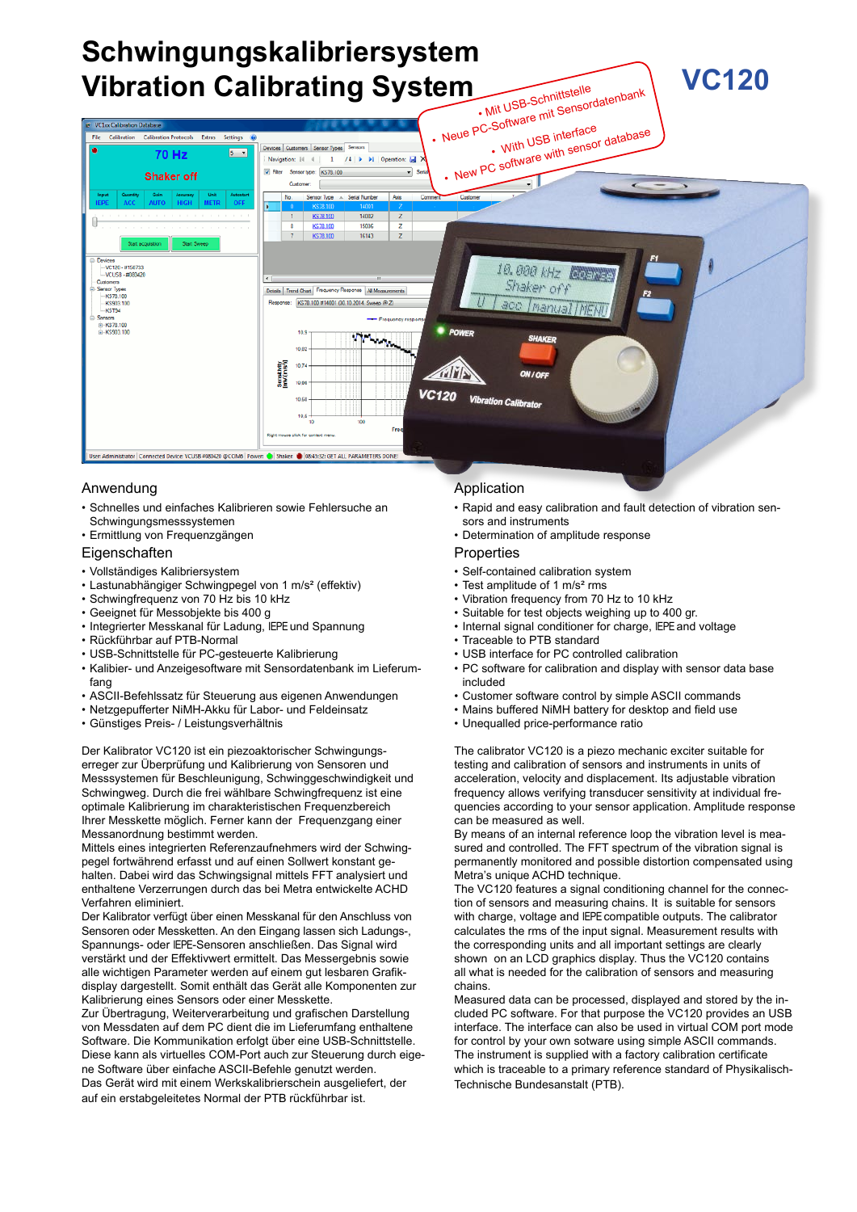# Schwingungskalibriersystem
# Vibration Calibrating System

## VC120

- Mit USB-Schnittstelle
- Neue PC-Software mit Sensordatenbank
- With USB interface
- New PC software with sensor database

### Anwendung

- Schnelles und einfaches Kalibrieren sowie Fehlersuche an Schwingungsmesssystemen
- Ermittlung von Frequenzgängen

### Eigenschaften

- Vollständiges Kalibriersystem
- Lastunabhängiger Schwingpegel von 1 m/s² (effektiv)
- Schwingfrequenz von 70 Hz bis 10 kHz
- Geeignet für Messobjekte bis 400 g
- Integrierter Messkanal für Ladung, IEPE und Spannung
- Rückführbar auf PTB-Normal
- USB-Schnittstelle für PC-gesteuerte Kalibrierung
- Kalibier- und Anzeigesoftware mit Sensordatenbank im Lieferumfang
- ASCII-Befehlssatz für Steuerung aus eigenen Anwendungen
- Netzgepufferter NiMH-Akku für Labor- und Feldeinsatz
- Günstiges Preis- / Leistungsverhältnis

Der Kalibrator VC120 ist ein piezoaktorischer Schwingungserreger zur Überprüfung und Kalibrierung von Sensoren und Messsystemen für Beschleunigung, Schwinggeschwindigkeit und Schwingweg. Durch die frei wählbare Schwingfrequenz ist eine optimale Kalibrierung im charakteristischen Frequenzbereich Ihrer Messkette möglich. Ferner kann der Frequenzgang einer Messanordnung bestimmt werden.
Mittels eines integrierten Referenzaufnehmers wird der Schwingpegel fortwährend erfasst und auf einen Sollwert konstant gehalten. Dabei wird das Schwingsignal mittels FFT analysiert und enthaltene Verzerrungen durch das bei Metra entwickelte ACHD Verfahren eliminiert.
Der Kalibrator verfügt über einen Messkanal für den Anschluss von Sensoren oder Messketten. An den Eingang lassen sich Ladungs-, Spannungs- oder IEPE-Sensoren anschließen. Das Signal wird verstärkt und der Effektivwert ermittelt. Das Messergebnis sowie alle wichtigen Parameter werden auf einem gut lesbaren Grafikdisplay dargestellt. Somit enthält das Gerät alle Komponenten zur Kalibrierung eines Sensors oder einer Messkette.
Zur Übertragung, Weiterverarbeitung und grafischen Darstellung von Messdaten auf dem PC dient die im Lieferumfang enthaltene Software. Die Kommunikation erfolgt über eine USB-Schnittstelle. Diese kann als virtuelles COM-Port auch zur Steuerung durch eigene Software über einfache ASCII-Befehle genutzt werden.
Das Gerät wird mit einem Werkskalibrierschein ausgeliefert, der auf ein erstabgeleitetes Normal der PTB rückführbar ist.

### Application

- Rapid and easy calibration and fault detection of vibration sensors and instruments
- Determination of amplitude response

### Properties

- Self-contained calibration system
- Test amplitude of 1 m/s² rms
- Vibration frequency from 70 Hz to 10 kHz
- Suitable for test objects weighing up to 400 gr.
- Internal signal conditioner for charge, IEPE and voltage
- Traceable to PTB standard
- USB interface for PC controlled calibration
- PC software for calibration and display with sensor data base included
- Customer software control by simple ASCII commands
- Mains buffered NiMH battery for desktop and field use
- Unequalled price-performance ratio

The calibrator VC120 is a piezo mechanic exciter suitable for testing and calibration of sensors and instruments in units of acceleration, velocity and displacement. Its adjustable vibration frequency allows verifying transducer sensitivity at individual frequencies according to your sensor application. Amplitude response can be measured as well.
By means of an internal reference loop the vibration level is measured and controlled. The FFT spectrum of the vibration signal is permanently monitored and possible distortion compensated using Metra's unique ACHD technique.
The VC120 features a signal conditioning channel for the connection of sensors and measuring chains. It is suitable for sensors with charge, voltage and IEPE compatible outputs. The calibrator calculates the rms of the input signal. Measurement results with the corresponding units and all important settings are clearly shown on an LCD graphics display. Thus the VC120 contains all what is needed for the calibration of sensors and measuring chains.
Measured data can be processed, displayed and stored by the included PC software. For that purpose the VC120 provides an USB interface. The interface can also be used in virtual COM port mode for control by your own sotware using simple ASCII commands.
The instrument is supplied with a factory calibration certificate which is traceable to a primary reference standard of Physikalisch-Technische Bundesanstalt (PTB).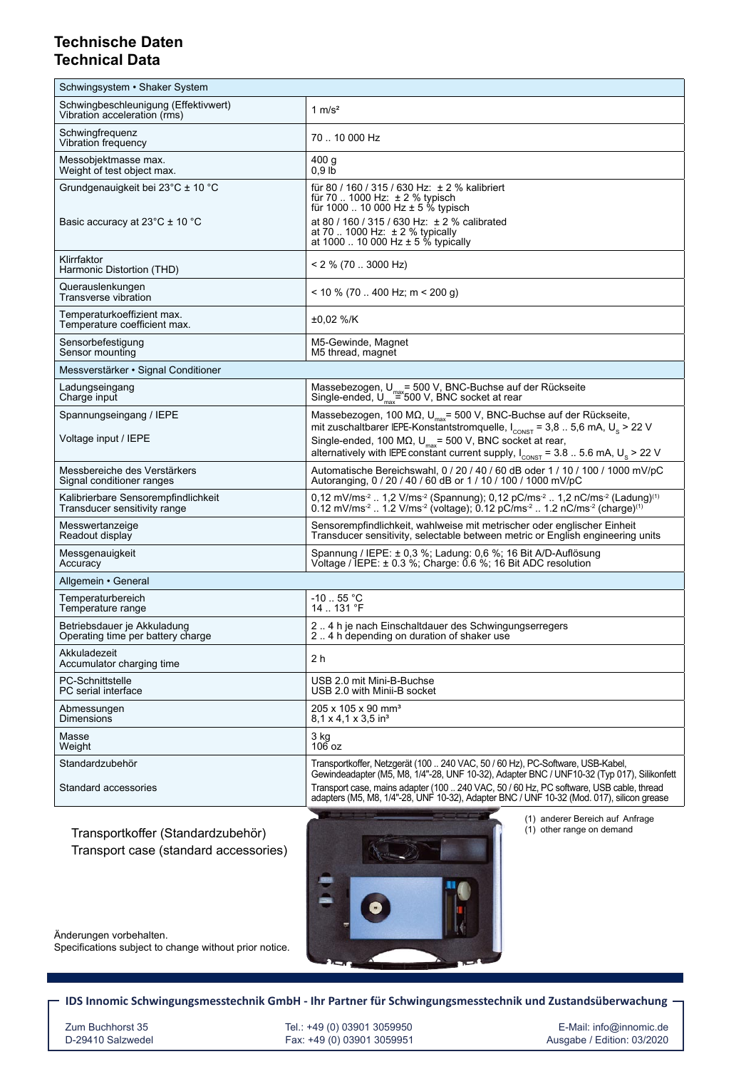## Technische Daten
## Technical Data

| | |
|---|---|
| **Schwingsystem • Shaker System** | |
| Schwingbeschleunigung (Effektivwert)<br>Vibration acceleration (rms) | 1 m/s² |
| Schwingfrequenz<br>Vibration frequency | 70 .. 10 000 Hz |
| Messobjektmasse max.<br>Weight of test object max. | 400 g<br>0,9 lb |
| Grundgenauigkeit bei 23°C ± 10 °C<br><br>Basic accuracy at 23°C ± 10 °C | für 80 / 160 / 315 / 630 Hz: ± 2 % kalibriert<br>für 70 .. 1000 Hz: ± 2 % typisch<br>für 1000 .. 10 000 Hz ± 5 % typisch<br>at 80 / 160 / 315 / 630 Hz: ± 2 % calibrated<br>at 70 .. 1000 Hz: ± 2 % typically<br>at 1000 .. 10 000 Hz ± 5 % typically |
| Klirrfaktor<br>Harmonic Distortion (THD) | < 2 % (70 .. 3000 Hz) |
| Querauslenkungen<br>Transverse vibration | < 10 % (70 .. 400 Hz; m < 200 g) |
| Temperaturkoeffizient max.<br>Temperature coefficient max. | ±0,02 %/K |
| Sensorbefestigung<br>Sensor mounting | M5-Gewinde, Magnet<br>M5 thread, magnet |
| **Messverstärker • Signal Conditioner** | |
| Ladungseingang<br>Charge input | Massebezogen, $U_{max}$ = 500 V, BNC-Buchse auf der Rückseite<br>Single-ended, $U_{max}$ = 500 V, BNC socket at rear |
| Spannungseingang / IEPE<br><br>Voltage input / IEPE | Massebezogen, 100 MΩ, $U_{max}$ = 500 V, BNC-Buchse auf der Rückseite,<br>mit zuschaltbarer IEPE-Konstantstromquelle, $I_{CONST}$ = 3,8 .. 5,6 mA, $U_S$ > 22 V<br>Single-ended, 100 MΩ, $U_{max}$ = 500 V, BNC socket at rear,<br>alternatively with IEPE constant current supply, $I_{CONST}$ = 3.8 .. 5.6 mA, $U_S$ > 22 V |
| Messbereiche des Verstärkers<br>Signal conditioner ranges | Automatische Bereichswahl, 0 / 20 / 40 / 60 dB oder 1 / 10 / 100 / 1000 mV/pC<br>Autoranging, 0 / 20 / 40 / 60 dB or 1 / 10 / 100 / 1000 mV/pC |
| Kalibrierbare Sensorempfindlichkeit<br>Transducer sensitivity range | 0,12 mV/ms⁻² .. 1,2 V/ms⁻² (Spannung); 0,12 pC/ms⁻² .. 1,2 nC/ms⁻² (Ladung)(1)<br>0.12 mV/ms⁻² .. 1.2 V/ms⁻² (voltage); 0.12 pC/ms⁻² .. 1.2 nC/ms⁻² (charge)(1) |
| Messwertanzeige<br>Readout display | Sensorempfindlichkeit, wahlweise mit metrischer oder englischer Einheit<br>Transducer sensitivity, selectable between metric or English engineering units |
| Messgenauigkeit<br>Accuracy | Spannung / IEPE: ± 0,3 %; Ladung: 0,6 %; 16 Bit A/D-Auflösung<br>Voltage / IEPE: ± 0.3 %; Charge: 0.6 %; 16 Bit ADC resolution |
| **Allgemein • General** | |
| Temperaturbereich<br>Temperature range | -10 .. 55 °C<br>14 .. 131 °F |
| Betriebsdauer je Akkuladung<br>Operating time per battery charge | 2 .. 4 h je nach Einschaltdauer des Schwingungserregers<br>2 .. 4 h depending on duration of shaker use |
| Akkuladezeit<br>Accumulator charging time | 2 h |
| PC-Schnittstelle<br>PC serial interface | USB 2.0 mit Mini-B-Buchse<br>USB 2.0 with Minii-B socket |
| Abmessungen<br>Dimensions | 205 x 105 x 90 mm³<br>8,1 x 4,1 x 3,5 in³ |
| Masse<br>Weight | 3 kg<br>106 oz |
| Standardzubehör<br><br>Standard accessories | Transportkoffer, Netzgerät (100 .. 240 VAC, 50 / 60 Hz), PC-Software, USB-Kabel, Gewindeadapter (M5, M8, 1/4"-28, UNF 10-32), Adapter BNC / UNF10-32 (Typ 017), Silikonfett<br>Transport case, mains adapter (100 .. 240 VAC, 50 / 60 Hz, PC software, USB cable, thread adapters (M5, M8, 1/4"-28, UNF 10-32), Adapter BNC / UNF 10-32 (Mod. 017), silicon grease |

(1) anderer Bereich auf Anfrage
(1) other range on demand

Transportkoffer (Standardzubehör)
Transport case (standard accessories)

Änderungen vorbehalten.
Specifications subject to change without prior notice.

**IDS Innomic Schwingungsmesstechnik GmbH - Ihr Partner für Schwingungsmesstechnik und Zustandsüberwachung**

Zum Buchhorst 35
D-29410 Salzwedel

Tel.: +49 (0) 03901 3059950
Fax: +49 (0) 03901 3059951

E-Mail: info@innomic.de
Ausgabe / Edition: 03/2020